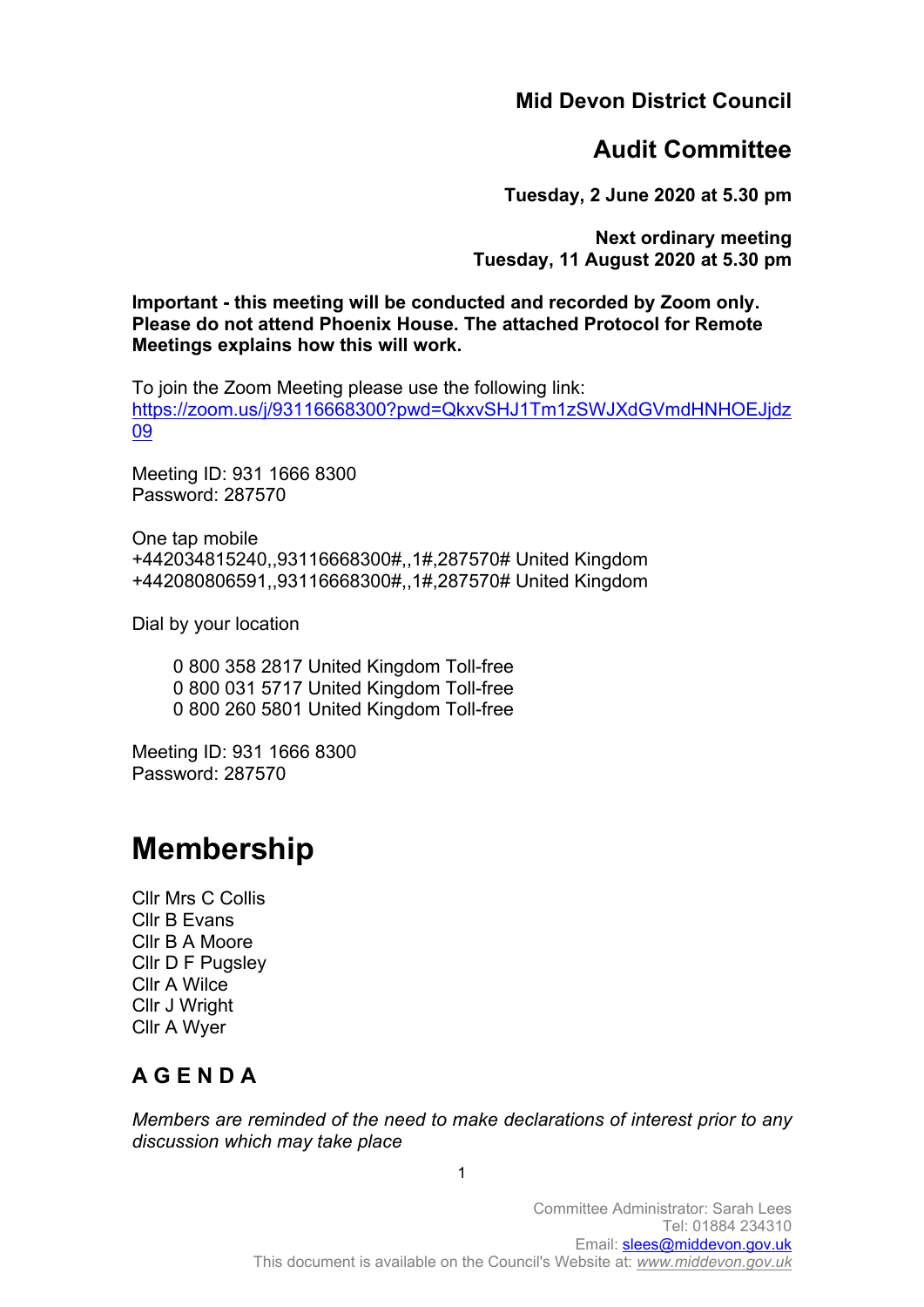# Mid Devon District Council

## Audit Committee

**Tuesday, 2 June 2020 at 5.30 pm**

**Next ordinary meeting**
**Tuesday, 11 August 2020 at 5.30 pm**

**Important - this meeting will be conducted and recorded by Zoom only. Please do not attend Phoenix House. The attached Protocol for Remote Meetings explains how this will work.**

To join the Zoom Meeting please use the following link:
https://zoom.us/j/93116668300?pwd=QkxvSHJ1Tm1zSWJXdGVmdHNHOEJjdz09

Meeting ID: 931 1666 8300
Password: 287570

One tap mobile
+442034815240,,93116668300#,,1#,287570# United Kingdom
+442080806591,,93116668300#,,1#,287570# United Kingdom

Dial by your location

0 800 358 2817 United Kingdom Toll-free
0 800 031 5717 United Kingdom Toll-free
0 800 260 5801 United Kingdom Toll-free

Meeting ID: 931 1666 8300
Password: 287570

# Membership

Cllr Mrs C Collis
Cllr B Evans
Cllr B A Moore
Cllr D F Pugsley
Cllr A Wilce
Cllr J Wright
Cllr A Wyer

## A G E N D A

*Members are reminded of the need to make declarations of interest prior to any discussion which may take place*

Committee Administrator: Sarah Lees
Tel: 01884 234310
Email: slees@middevon.gov.uk
This document is available on the Council's Website at: *www.middevon.gov.uk*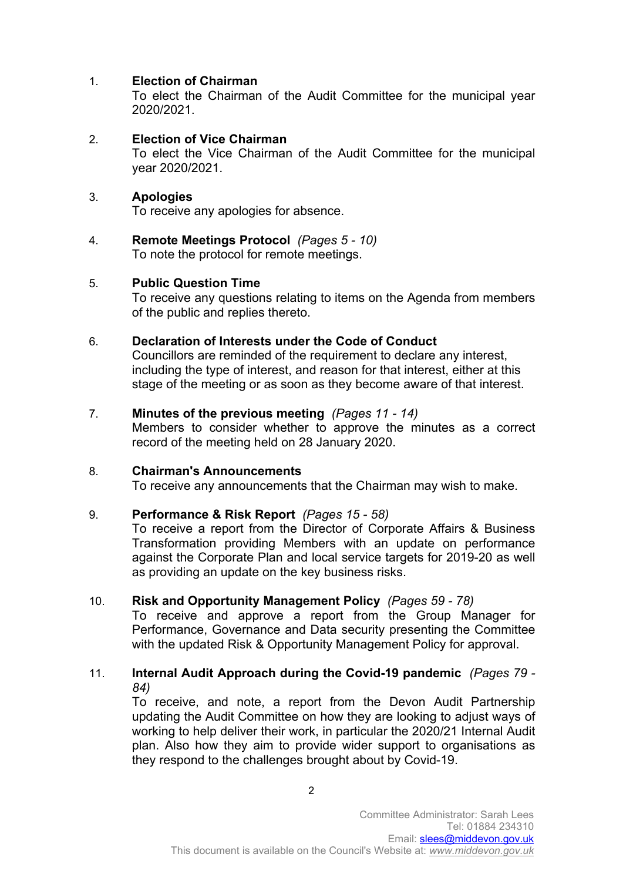1. **Election of Chairman**
   To elect the Chairman of the Audit Committee for the municipal year 2020/2021.

2. **Election of Vice Chairman**
   To elect the Vice Chairman of the Audit Committee for the municipal year 2020/2021.

3. **Apologies**
   To receive any apologies for absence.

4. **Remote Meetings Protocol** *(Pages 5 - 10)*
   To note the protocol for remote meetings.

5. **Public Question Time**
   To receive any questions relating to items on the Agenda from members of the public and replies thereto.

6. **Declaration of Interests under the Code of Conduct**
   Councillors are reminded of the requirement to declare any interest, including the type of interest, and reason for that interest, either at this stage of the meeting or as soon as they become aware of that interest.

7. **Minutes of the previous meeting** *(Pages 11 - 14)*
   Members to consider whether to approve the minutes as a correct record of the meeting held on 28 January 2020.

8. **Chairman's Announcements**
   To receive any announcements that the Chairman may wish to make.

9. **Performance & Risk Report** *(Pages 15 - 58)*
   To receive a report from the Director of Corporate Affairs & Business Transformation providing Members with an update on performance against the Corporate Plan and local service targets for 2019-20 as well as providing an update on the key business risks.

10. **Risk and Opportunity Management Policy** *(Pages 59 - 78)*
    To receive and approve a report from the Group Manager for Performance, Governance and Data security presenting the Committee with the updated Risk & Opportunity Management Policy for approval.

11. **Internal Audit Approach during the Covid-19 pandemic** *(Pages 79 - 84)*
    To receive, and note, a report from the Devon Audit Partnership updating the Audit Committee on how they are looking to adjust ways of working to help deliver their work, in particular the 2020/21 Internal Audit plan. Also how they aim to provide wider support to organisations as they respond to the challenges brought about by Covid-19.

Committee Administrator: Sarah Lees
Tel: 01884 234310
Email: slees@middevon.gov.uk
This document is available on the Council's Website at: *www.middevon.gov.uk*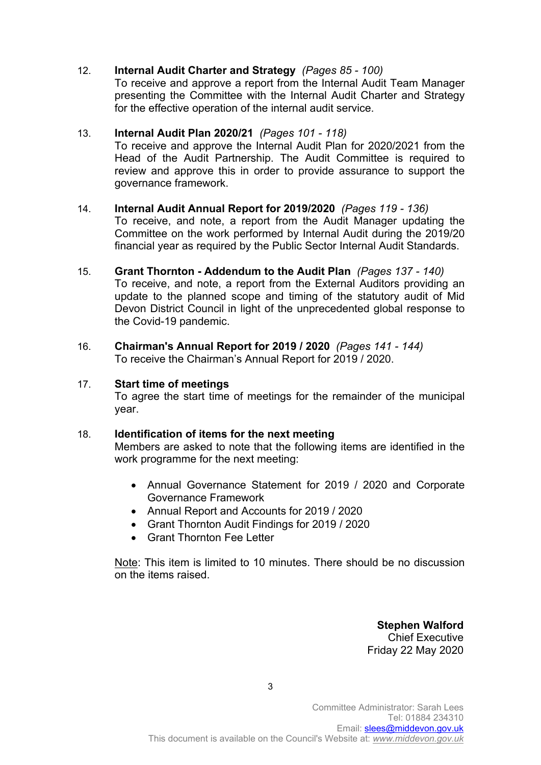12. **Internal Audit Charter and Strategy** *(Pages 85 - 100)*
To receive and approve a report from the Internal Audit Team Manager presenting the Committee with the Internal Audit Charter and Strategy for the effective operation of the internal audit service.

13. **Internal Audit Plan 2020/21** *(Pages 101 - 118)*
To receive and approve the Internal Audit Plan for 2020/2021 from the Head of the Audit Partnership. The Audit Committee is required to review and approve this in order to provide assurance to support the governance framework.

14. **Internal Audit Annual Report for 2019/2020** *(Pages 119 - 136)*
To receive, and note, a report from the Audit Manager updating the Committee on the work performed by Internal Audit during the 2019/20 financial year as required by the Public Sector Internal Audit Standards.

15. **Grant Thornton - Addendum to the Audit Plan** *(Pages 137 - 140)*
To receive, and note, a report from the External Auditors providing an update to the planned scope and timing of the statutory audit of Mid Devon District Council in light of the unprecedented global response to the Covid-19 pandemic.

16. **Chairman's Annual Report for 2019 / 2020** *(Pages 141 - 144)*
To receive the Chairman's Annual Report for 2019 / 2020.

17. **Start time of meetings**
To agree the start time of meetings for the remainder of the municipal year.

18. **Identification of items for the next meeting**
Members are asked to note that the following items are identified in the work programme for the next meeting:

    - Annual Governance Statement for 2019 / 2020 and Corporate Governance Framework
    - Annual Report and Accounts for 2019 / 2020
    - Grant Thornton Audit Findings for 2019 / 2020
    - Grant Thornton Fee Letter

    Note: This item is limited to 10 minutes. There should be no discussion on the items raised.

**Stephen Walford**
Chief Executive
Friday 22 May 2020

Committee Administrator: Sarah Lees
Tel: 01884 234310
Email: slees@middevon.gov.uk
This document is available on the Council's Website at: *www.middevon.gov.uk*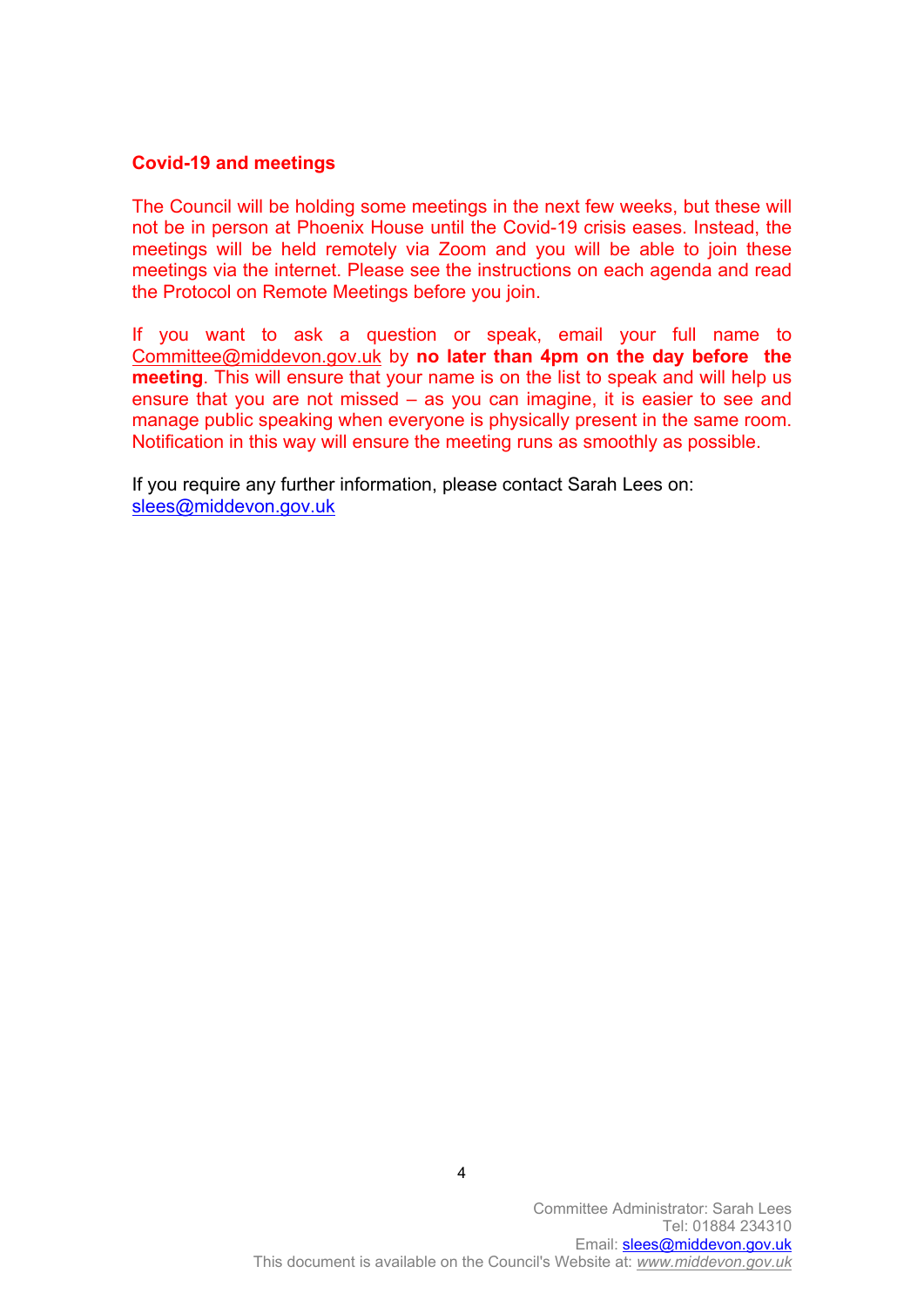**Covid-19 and meetings**

The Council will be holding some meetings in the next few weeks, but these will not be in person at Phoenix House until the Covid-19 crisis eases. Instead, the meetings will be held remotely via Zoom and you will be able to join these meetings via the internet. Please see the instructions on each agenda and read the Protocol on Remote Meetings before you join.

If you want to ask a question or speak, email your full name to Committee@middevon.gov.uk by **no later than 4pm on the day before the meeting**. This will ensure that your name is on the list to speak and will help us ensure that you are not missed – as you can imagine, it is easier to see and manage public speaking when everyone is physically present in the same room. Notification in this way will ensure the meeting runs as smoothly as possible.

If you require any further information, please contact Sarah Lees on: slees@middevon.gov.uk

Committee Administrator: Sarah Lees
Tel: 01884 234310
Email: slees@middevon.gov.uk
This document is available on the Council's Website at: *www.middevon.gov.uk*